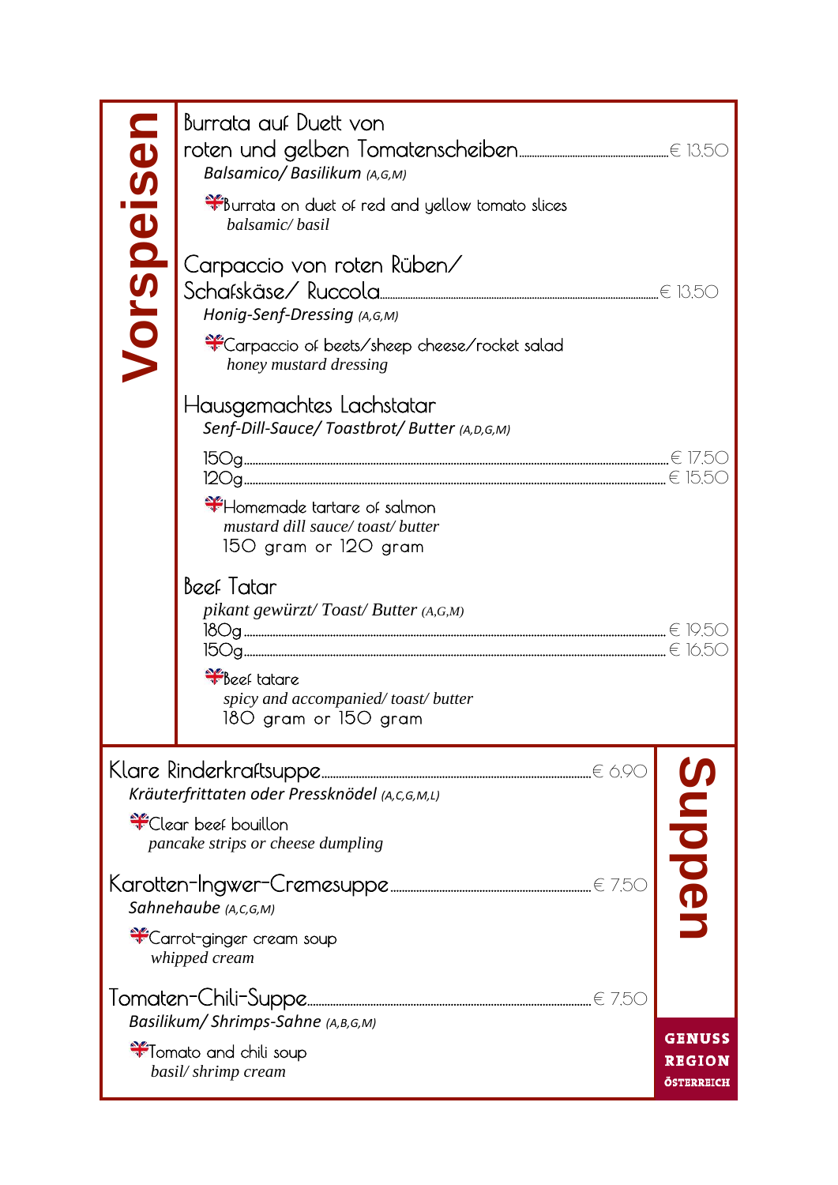## Vorspeisen

**Burrata auf Duett von roten und gelben Tomatenscheiben** ........ € 13.50
*Balsamico/ Basilikum (A,G,M)*

Burrata on duet of red and yellow tomato slices
*balsamic/ basil*

**Carpaccio von roten Rüben/ Schafskäse/ Ruccola** ........ € 13.50
*Honig-Senf-Dressing (A,G,M)*

Carpaccio of beets/sheep cheese/rocket salad
*honey mustard dressing*

**Hausgemachtes Lachstatar**
*Senf-Dill-Sauce/ Toastbrot/ Butter (A,D,G,M)*

150g ........ € 17.50
120g ........ € 15.50

Homemade tartare of salmon
*mustard dill sauce/ toast/ butter*
150 gram or 120 gram

**Beef Tatar**
*pikant gewürzt/ Toast/ Butter (A,G,M)*

180g ........ € 19.50
150g ........ € 16.50

Beef tatare
*spicy and accompanied/ toast/ butter*
180 gram or 150 gram

## Suppen

**Klare Rinderkraftsuppe** ........ € 6.90
*Kräuterfrittaten oder Pressknödel (A,C,G,M,L)*

Clear beef bouillon
*pancake strips or cheese dumpling*

**Karotten-Ingwer-Cremesuppe** ........ € 7.50
*Sahnehaube (A,C,G,M)*

Carrot-ginger cream soup
*whipped cream*

**Tomaten-Chili-Suppe** ........ € 7.50
*Basilikum/ Shrimps-Sahne (A,B,G,M)*

Tomato and chili soup
*basil/ shrimp cream*

GENUSS REGION ÖSTERREICH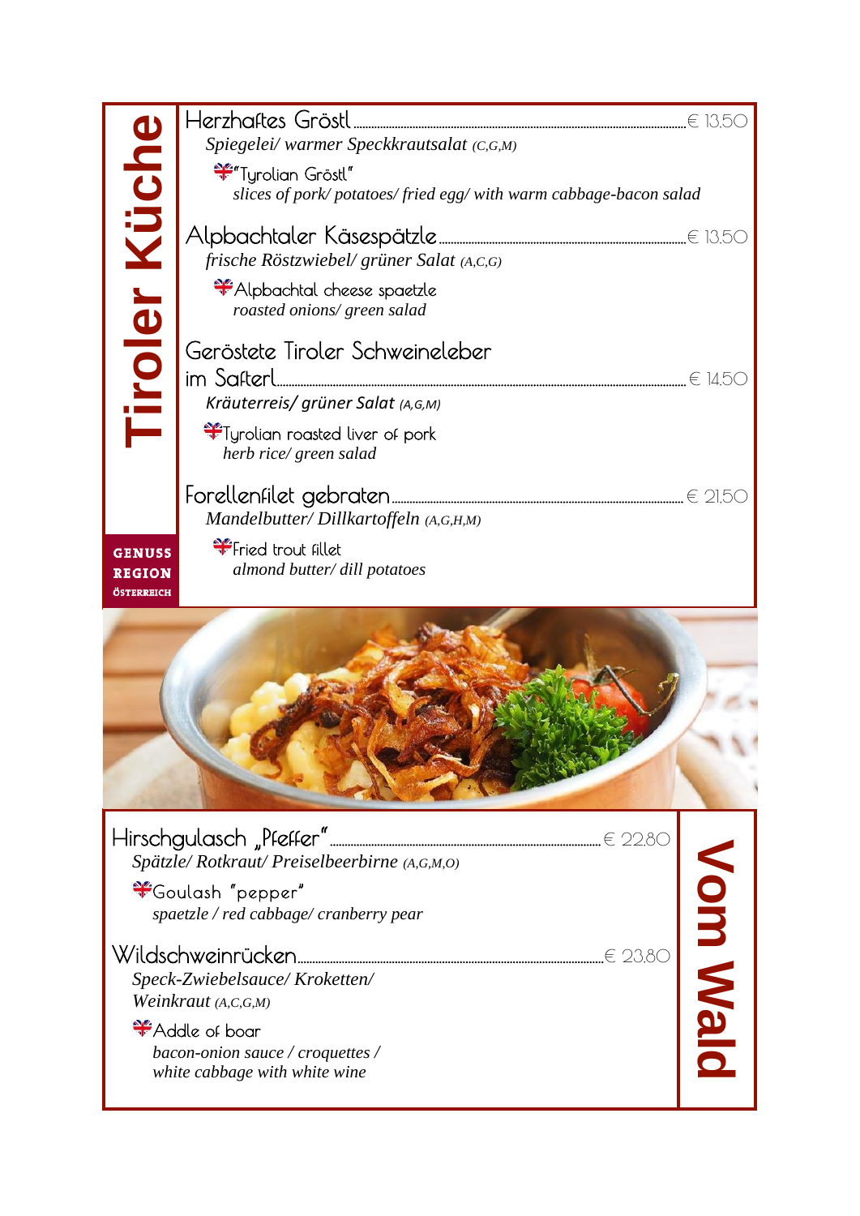# Tiroler Küche

**Herzhaftes Gröstl** ........ € 13.50

*Spiegelei/ warmer Speckkrautsalat (C,G,M)*

"Tyrolian Gröstl"
*slices of pork/ potatoes/ fried egg/ with warm cabbage-bacon salad*

**Alpbachtaler Käsespätzle** ........ € 13.50

*frische Röstzwiebel/ grüner Salat (A,C,G)*

Alpbachtal cheese spaetzle
*roasted onions/ green salad*

**Geröstete Tiroler Schweineleber im Safterl** ........ € 14.50

*Kräuterreis/ grüner Salat (A,G,M)*

Tyrolian roasted liver of pork
*herb rice/ green salad*

**Forellenfilet gebraten** ........ € 21.50

*Mandelbutter/ Dillkartoffeln (A,G,H,M)*

Fried trout fillet
*almond butter/ dill potatoes*

GENUSS REGION ÖSTERREICH

# Vom Wald

**Hirschgulasch „Pfeffer"** ........ € 22.80

*Spätzle/ Rotkraut/ Preiselbeerbirne (A,G,M,O)*

Goulash "pepper"
*spaetzle / red cabbage/ cranberry pear*

**Wildschweinrücken** ........ € 23.80

*Speck-Zwiebelsauce/ Kroketten/ Weinkraut (A,C,G,M)*

Addle of boar
*bacon-onion sauce / croquettes / white cabbage with white wine*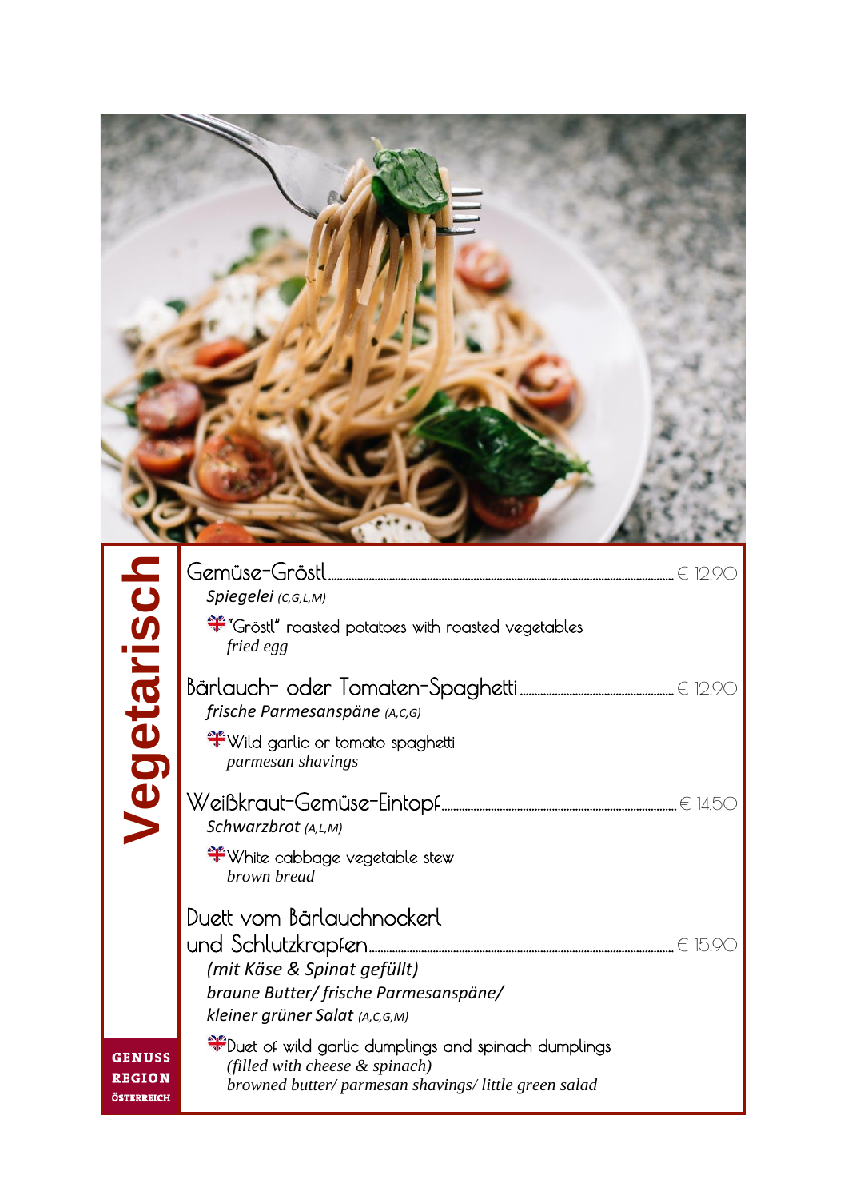# Vegetarisch

**Gemüse-Gröstl** ........ € 12,90
*Spiegelei (C,G,L,M)*

"Gröstl" roasted potatoes with roasted vegetables
*fried egg*

**Bärlauch- oder Tomaten-Spaghetti** ........ € 12,90
*frische Parmesanspäne (A,C,G)*

Wild garlic or tomato spaghetti
*parmesan shavings*

**Weißkraut-Gemüse-Eintopf** ........ € 14,50
*Schwarzbrot (A,L,M)*

White cabbage vegetable stew
*brown bread*

**Duett vom Bärlauchnockerl und Schlutzkrapfen** ........ € 15,90
*(mit Käse & Spinat gefüllt)*
*braune Butter/ frische Parmesanspäne/*
*kleiner grüner Salat (A,C,G,M)*

Duet of wild garlic dumplings and spinach dumplings
*(filled with cheese & spinach)*
*browned butter/ parmesan shavings/ little green salad*

GENUSS REGION ÖSTERREICH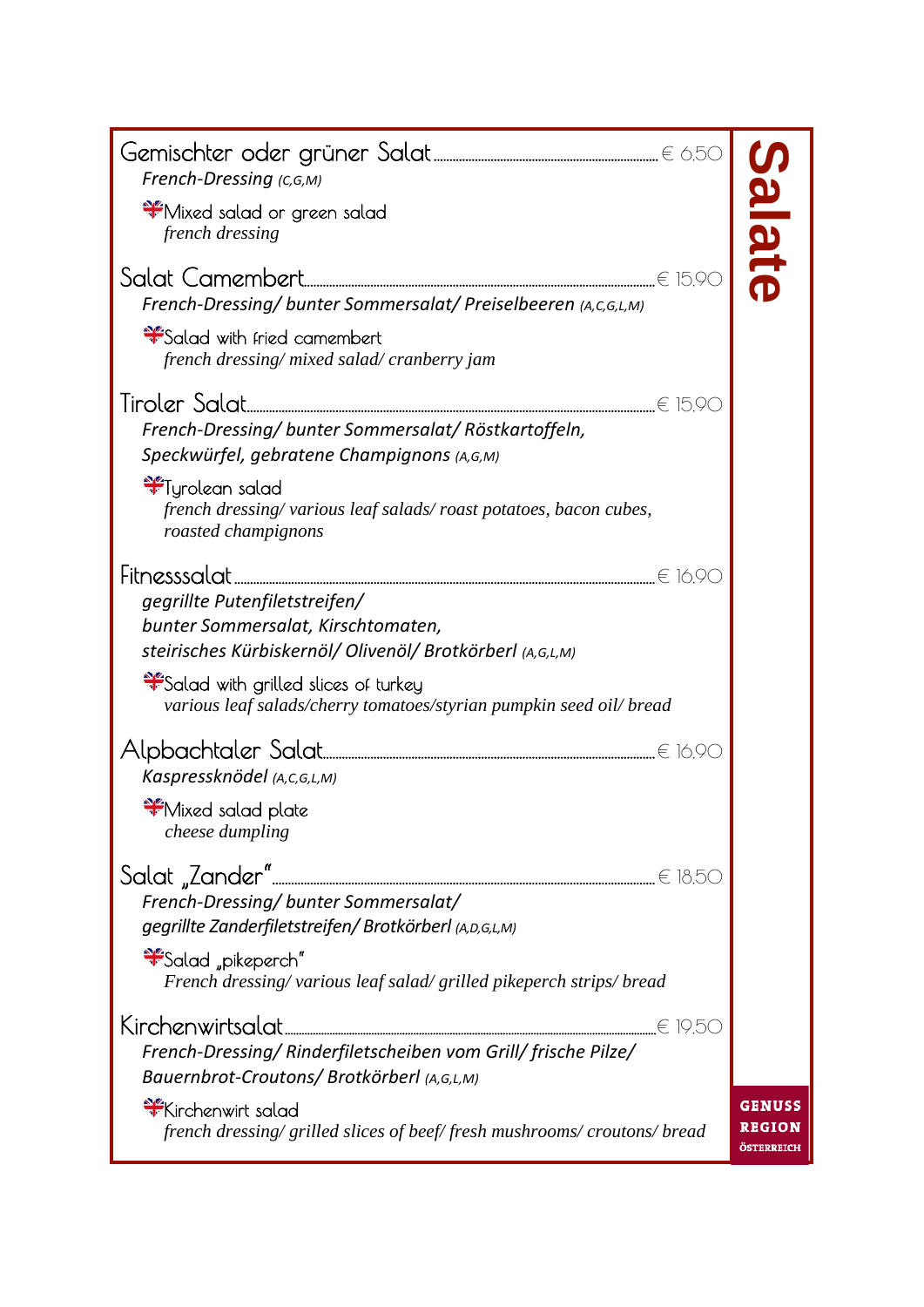# Salate

## Gemischter oder grüner Salat ........ € 6,50

*French-Dressing (C,G,M)*

Mixed salad or green salad
*french dressing*

## Salat Camembert ........ € 15,90

*French-Dressing/ bunter Sommersalat/ Preiselbeeren (A,C,G,L,M)*

Salad with fried camembert
*french dressing/ mixed salad/ cranberry jam*

## Tiroler Salat ........ € 15,90

*French-Dressing/ bunter Sommersalat/ Röstkartoffeln, Speckwürfel, gebratene Champignons (A,G,M)*

Tyrolean salad
*french dressing/ various leaf salads/ roast potatoes, bacon cubes, roasted champignons*

## Fitnesssalat ........ € 16,90

*gegrillte Putenfiletstreifen/ bunter Sommersalat, Kirschtomaten, steirisches Kürbiskernöl/ Olivenöl/ Brotkörberl (A,G,L,M)*

Salad with grilled slices of turkey
*various leaf salads/cherry tomatoes/styrian pumpkin seed oil/ bread*

## Alpbachtaler Salat ........ € 16,90

*Kaspressknödel (A,C,G,L,M)*

Mixed salad plate
*cheese dumpling*

## Salat „Zander" ........ € 18,50

*French-Dressing/ bunter Sommersalat/ gegrillte Zanderfiletstreifen/ Brotkörberl (A,D,G,L,M)*

Salad „pikeperch"
*French dressing/ various leaf salad/ grilled pikeperch strips/ bread*

## Kirchenwirtsalat ........ € 19,50

*French-Dressing/ Rinderfiletscheiben vom Grill/ frische Pilze/ Bauernbrot-Croutons/ Brotkörberl (A,G,L,M)*

Kirchenwirt salad
*french dressing/ grilled slices of beef/ fresh mushrooms/ croutons/ bread*

GENUSS REGION ÖSTERREICH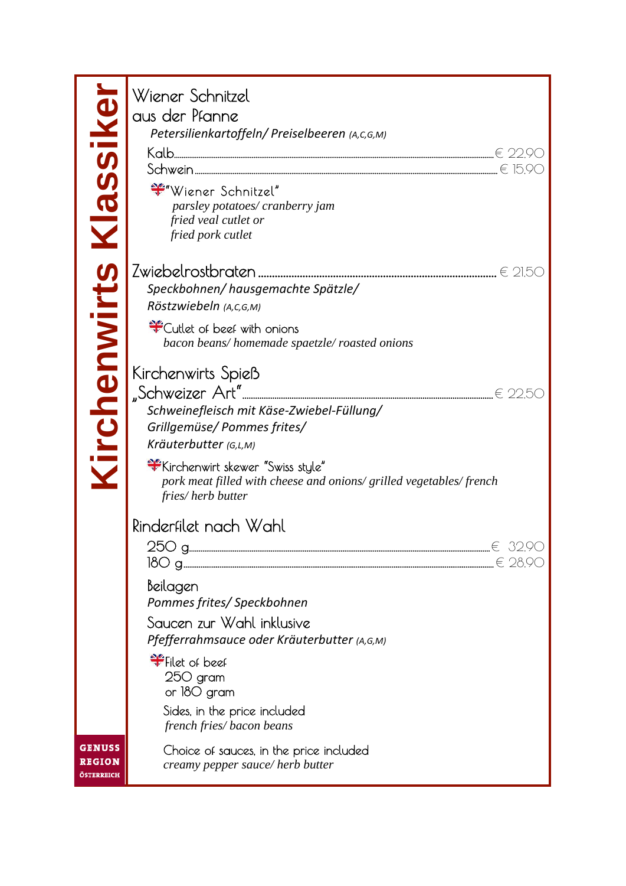# Kirchenwirts Klassiker

## Wiener Schnitzel aus der Pfanne

*Petersilienkartoffeln/ Preiselbeeren (A,C,G,M)*

Kalb........................................................ € 22.90
Schwein................................................... € 15.90

"Wiener Schnitzel"
*parsley potatoes/ cranberry jam*
*fried veal cutlet or*
*fried pork cutlet*

## Zwiebelrostbraten ........................................... € 21.50

*Speckbohnen/ hausgemachte Spätzle/*
*Röstzwiebeln (A,C,G,M)*

Cutlet of beef with onions
*bacon beans/ homemade spaetzle/ roasted onions*

## Kirchenwirts Spieß „Schweizer Art" .............................. € 22.50

*Schweinefleisch mit Käse-Zwiebel-Füllung/*
*Grillgemüse/ Pommes frites/*
*Kräuterbutter (G,L,M)*

Kirchenwirt skewer "Swiss style"
*pork meat filled with cheese and onions/ grilled vegetables/ french fries/ herb butter*

## Rinderfilet nach Wahl

250 g........................................................ € 32.90
180 g........................................................ € 28.90

Beilagen
*Pommes frites/ Speckbohnen*

Saucen zur Wahl inklusive
*Pfefferrahmsauce oder Kräuterbutter (A,G,M)*

Filet of beef
250 gram
or 180 gram

Sides, in the price included
*french fries/ bacon beans*

Choice of sauces, in the price included
*creamy pepper sauce/ herb butter*

GENUSS REGION ÖSTERREICH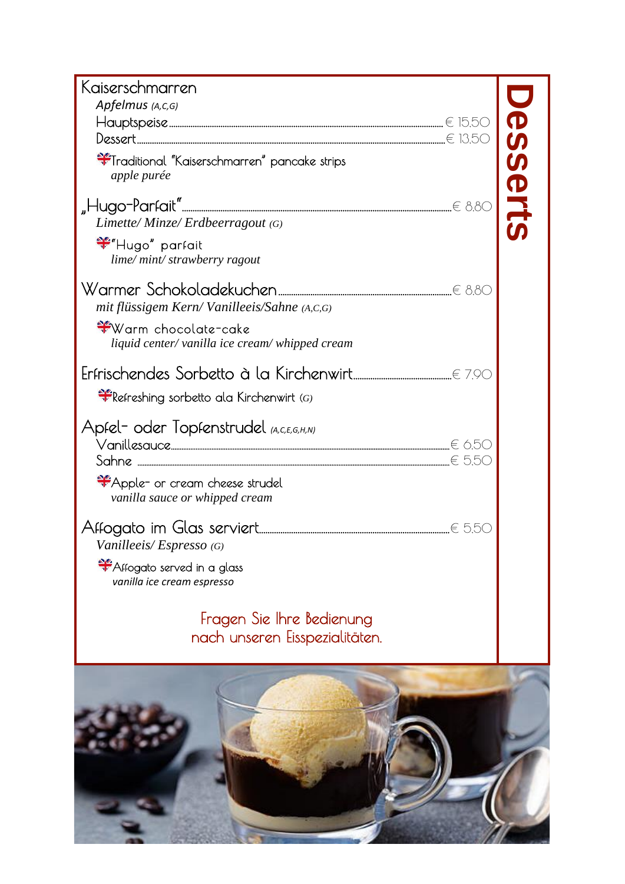# Desserts

## Kaiserschmarren

*Apfelmus (A,C,G)*

Hauptspeise ........ € 15,50
Dessert ........ € 13,50

Traditional "Kaiserschmarren" pancake strips
*apple purée*

## „Hugo-Parfait" ........ € 8,80

*Limette/ Minze/ Erdbeerragout (G)*

"Hugo" parfait
*lime/ mint/ strawberry ragout*

## Warmer Schokoladekuchen ........ € 8,80

*mit flüssigem Kern/ Vanilleeis/Sahne (A,C,G)*

Warm chocolate-cake
*liquid center/ vanilla ice cream/ whipped cream*

## Erfrischendes Sorbetto à la Kirchenwirt ........ € 7,90

Refreshing sorbetto ala Kirchenwirt (G)

## Apfel- oder Topfenstrudel *(A,C,E,G,H,N)*

Vanillesauce ........ € 6,50
Sahne ........ € 5,50

Apple- or cream cheese strudel
*vanilla sauce or whipped cream*

## Affogato im Glas serviert ........ € 5,50

*Vanilleeis/ Espresso (G)*

Affogato served in a glass
*vanilla ice cream espresso*

Fragen Sie Ihre Bedienung
nach unseren Eisspezialitäten.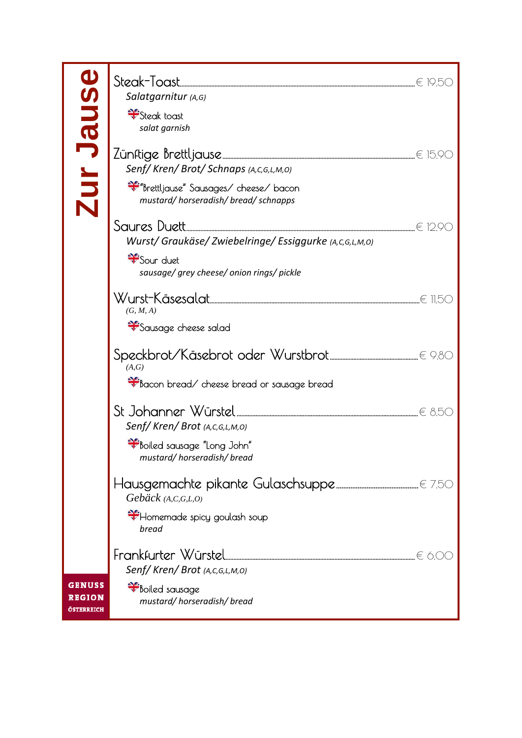# Zur Jause

**Steak-Toast** ........ € 19,50
*Salatgarnitur (A,G)*

Steak toast
*salat garnish*

**Zünftige Brettljause** ........ € 15,90
*Senf/ Kren/ Brot/ Schnaps (A,C,G,L,M,O)*

"Brettljause" Sausages/ cheese/ bacon
*mustard/ horseradish/ bread/ schnapps*

**Saures Duett** ........ € 12,90
*Wurst/ Graukäse/ Zwiebelringe/ Essiggurke (A,C,G,L,M,O)*

Sour duet
*sausage/ grey cheese/ onion rings/ pickle*

**Wurst-Käsesalat** ........ € 11,50
*(G, M, A)*

Sausage cheese salad

**Speckbrot/Käsebrot oder Wurstbrot** ........ € 9,80
*(A,G)*

Bacon bread/ cheese bread or sausage bread

**St Johanner Würstel** ........ € 8,50
*Senf/ Kren/ Brot (A,C,G,L,M,O)*

Boiled sausage "Long John"
*mustard/ horseradish/ bread*

**Hausgemachte pikante Gulaschsuppe** ........ € 7,50
*Gebäck (A,C,G,L,O)*

Homemade spicy goulash soup
*bread*

**Frankfurter Würstel** ........ € 6,00
*Senf/ Kren/ Brot (A,C,G,L,M,O)*

Boiled sausage
*mustard/ horseradish/ bread*

GENUSS REGION ÖSTERREICH